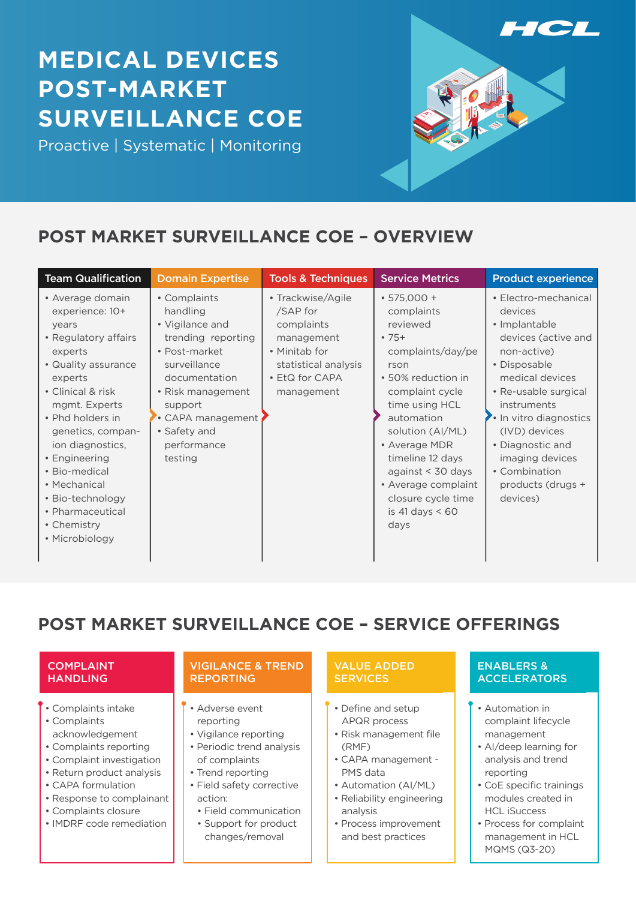# MEDICAL DEVICES POST-MARKET SURVEILLANCE COE

Proactive | Systematic | Monitoring

## POST MARKET SURVEILLANCE COE – OVERVIEW

| Team Qualification | Domain Expertise | Tools & Techniques | Service Metrics | Product experience |
|---|---|---|---|---|
| • Average domain experience: 10+ years<br>• Regulatory affairs experts<br>• Quality assurance experts<br>• Clinical & risk mgmt. Experts<br>• Phd holders in genetics, companion diagnostics,<br>• Engineering<br>• Bio-medical<br>• Mechanical<br>• Bio-technology<br>• Pharmaceutical<br>• Chemistry<br>• Microbiology | • Complaints handling<br>• Vigilance and trending reporting<br>• Post-market surveillance documentation<br>• Risk management support<br>• CAPA management<br>• Safety and performance testing | • Trackwise/Agile /SAP for complaints management<br>• Minitab for statistical analysis<br>• EtQ for CAPA management | • 575,000 + complaints reviewed<br>• 75+ complaints/day/person<br>• 50% reduction in complaint cycle time using HCL automation solution (AI/ML)<br>• Average MDR timeline 12 days against < 30 days<br>• Average complaint closure cycle time is 41 days < 60 days | • Electro-mechanical devices<br>• Implantable devices (active and non-active)<br>• Disposable medical devices<br>• Re-usable surgical instruments<br>• In vitro diagnostics (IVD) devices<br>• Diagnostic and imaging devices<br>• Combination products (drugs + devices) |

## POST MARKET SURVEILLANCE COE – SERVICE OFFERINGS

### COMPLAINT HANDLING

- Complaints intake
- Complaints acknowledgement
- Complaints reporting
- Complaint investigation
- Return product analysis
- CAPA formulation
- Response to complainant
- Complaints closure
- IMDRF code remediation

### VIGILANCE & TREND REPORTING

- Adverse event reporting
- Vigilance reporting
- Periodic trend analysis of complaints
- Trend reporting
- Field safety corrective action:
  - Field communication
  - Support for product changes/removal

### VALUE ADDED SERVICES

- Define and setup APQR process
- Risk management file (RMF)
- CAPA management - PMS data
- Automation (AI/ML)
- Reliability engineering analysis
- Process improvement and best practices

### ENABLERS & ACCELERATORS

- Automation in complaint lifecycle management
- AI/deep learning for analysis and trend reporting
- CoE specific trainings modules created in HCL iSuccess
- Process for complaint management in HCL MQMS (Q3-20)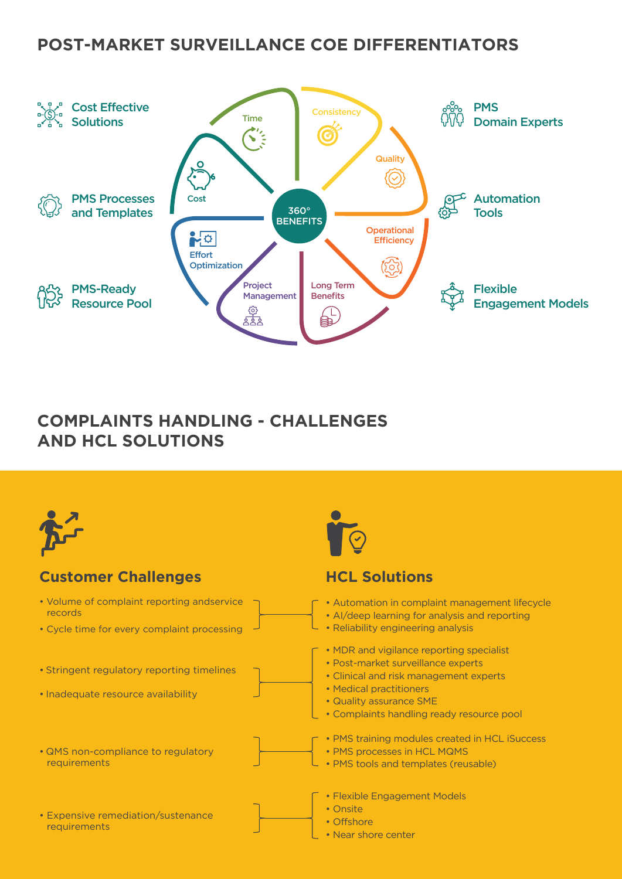# POST-MARKET SURVEILLANCE COE DIFFERENTIATORS

- Cost Effective Solutions
- PMS Processes and Templates
- PMS-Ready Resource Pool
- PMS Domain Experts
- Automation Tools
- Flexible Engagement Models

360° BENEFITS

- Time
- Consistency
- Quality
- Operational Efficiency
- Long Term Benefits
- Project Management
- Effort Optimization
- Cost

# COMPLAINTS HANDLING - CHALLENGES AND HCL SOLUTIONS

| Customer Challenges | HCL Solutions |
| --- | --- |
| • Volume of complaint reporting andservice records<br>• Cycle time for every complaint processing | • Automation in complaint management lifecycle<br>• AI/deep learning for analysis and reporting<br>• Reliability engineering analysis |
| • Stringent regulatory reporting timelines<br>• Inadequate resource availability | • MDR and vigilance reporting specialist<br>• Post-market surveillance experts<br>• Clinical and risk management experts<br>• Medical practitioners<br>• Quality assurance SME<br>• Complaints handling ready resource pool |
| • QMS non-compliance to regulatory requirements | • PMS training modules created in HCL iSuccess<br>• PMS processes in HCL MQMS<br>• PMS tools and templates (reusable) |
| • Expensive remediation/sustenance requirements | • Flexible Engagement Models<br>• Onsite<br>• Offshore<br>• Near shore center |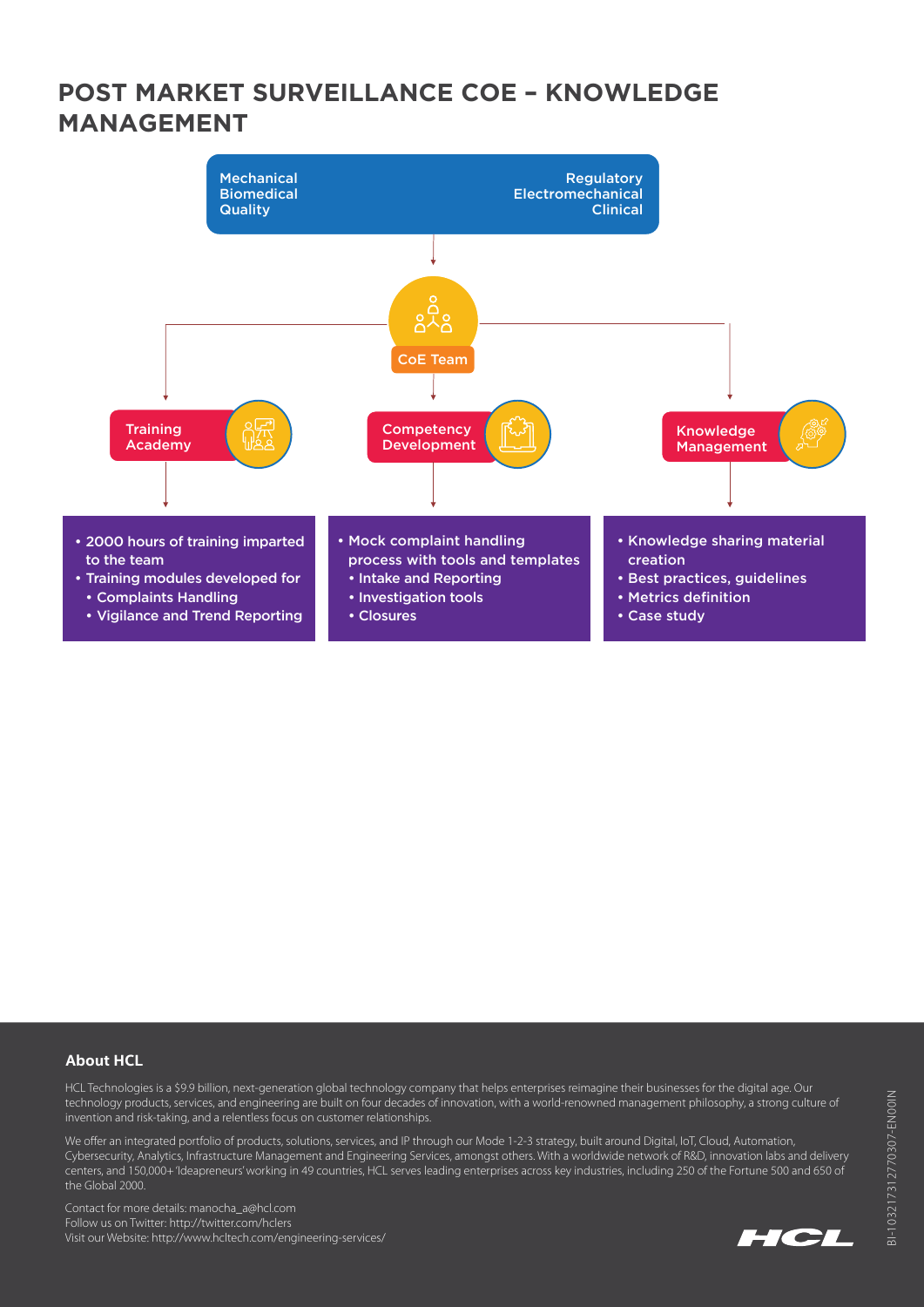# POST MARKET SURVEILLANCE COE – KNOWLEDGE MANAGEMENT

Mechanical
Biomedical
Quality

Regulatory
Electromechanical
Clinical

CoE Team

**Training Academy**

- 2000 hours of training imparted to the team
- Training modules developed for
  - Complaints Handling
  - Vigilance and Trend Reporting

**Competency Development**

- Mock complaint handling process with tools and templates
  - Intake and Reporting
  - Investigation tools
  - Closures

**Knowledge Management**

- Knowledge sharing material creation
- Best practices, guidelines
- Metrics definition
- Case study

## About HCL

HCL Technologies is a $9.9 billion, next-generation global technology company that helps enterprises reimagine their businesses for the digital age. Our technology products, services, and engineering are built on four decades of innovation, with a world-renowned management philosophy, a strong culture of invention and risk-taking, and a relentless focus on customer relationships.

We offer an integrated portfolio of products, solutions, services, and IP through our Mode 1-2-3 strategy, built around Digital, IoT, Cloud, Automation, Cybersecurity, Analytics, Infrastructure Management and Engineering Services, amongst others. With a worldwide network of R&D, innovation labs and delivery centers, and 150,000+ 'Ideapreneurs' working in 49 countries, HCL serves leading enterprises across key industries, including 250 of the Fortune 500 and 650 of the Global 2000.

Contact for more details: manocha_a@hcl.com
Follow us on Twitter: http://twitter.com/hclers
Visit our Website: http://www.hcltech.com/engineering-services/

BI-10321731 2770307-EN00IN